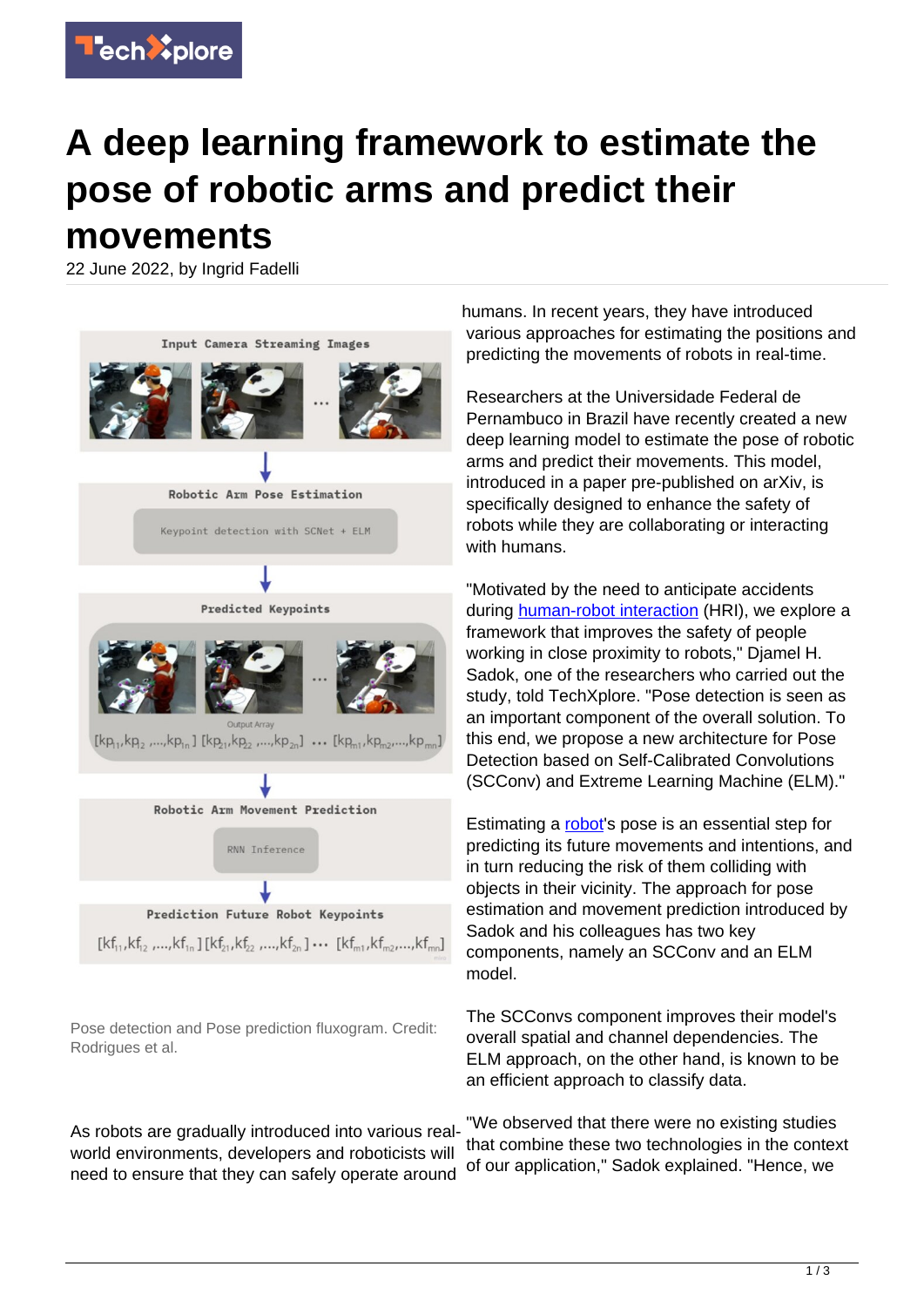# A deep learning framework to estimate the pose of robotic arms and predict their movements

22 June 2022, by Ingrid Fadelli

Input Camera Streaming Images

Robotic Arm Pose Estimation

Keypoint detection with SCNet + ELM

Predicted Keypoints

Output Array

$[kp_{11}, kp_{12}, ..., kp_{1n}]$ $[kp_{21}, kp_{22}, ..., kp_{2n}]$ ... $[kp_{m1}, kp_{m2}, ..., kp_{mn}]$

Robotic Arm Movement Prediction

RNN Inference

Prediction Future Robot Keypoints

$[kf_{11}, kf_{12}, ..., kf_{1n}]$ $[kf_{21}, kf_{22}, ..., kf_{2n}]$ ... $[kf_{m1}, kf_{m2}, ..., kf_{mn}]$

Pose detection and Pose prediction fluxogram. Credit: Rodrigues et al.

As robots are gradually introduced into various real-world environments, developers and roboticists will need to ensure that they can safely operate around humans. In recent years, they have introduced various approaches for estimating the positions and predicting the movements of robots in real-time.

Researchers at the Universidade Federal de Pernambuco in Brazil have recently created a new deep learning model to estimate the pose of robotic arms and predict their movements. This model, introduced in a paper pre-published on arXiv, is specifically designed to enhance the safety of robots while they are collaborating or interacting with humans.

"Motivated by the need to anticipate accidents during human-robot interaction (HRI), we explore a framework that improves the safety of people working in close proximity to robots," Djamel H. Sadok, one of the researchers who carried out the study, told TechXplore. "Pose detection is seen as an important component of the overall solution. To this end, we propose a new architecture for Pose Detection based on Self-Calibrated Convolutions (SCConv) and Extreme Learning Machine (ELM)."

Estimating a robot's pose is an essential step for predicting its future movements and intentions, and in turn reducing the risk of them colliding with objects in their vicinity. The approach for pose estimation and movement prediction introduced by Sadok and his colleagues has two key components, namely an SCConv and an ELM model.

The SCConvs component improves their model's overall spatial and channel dependencies. The ELM approach, on the other hand, is known to be an efficient approach to classify data.

"We observed that there were no existing studies that combine these two technologies in the context of our application," Sadok explained. "Hence, we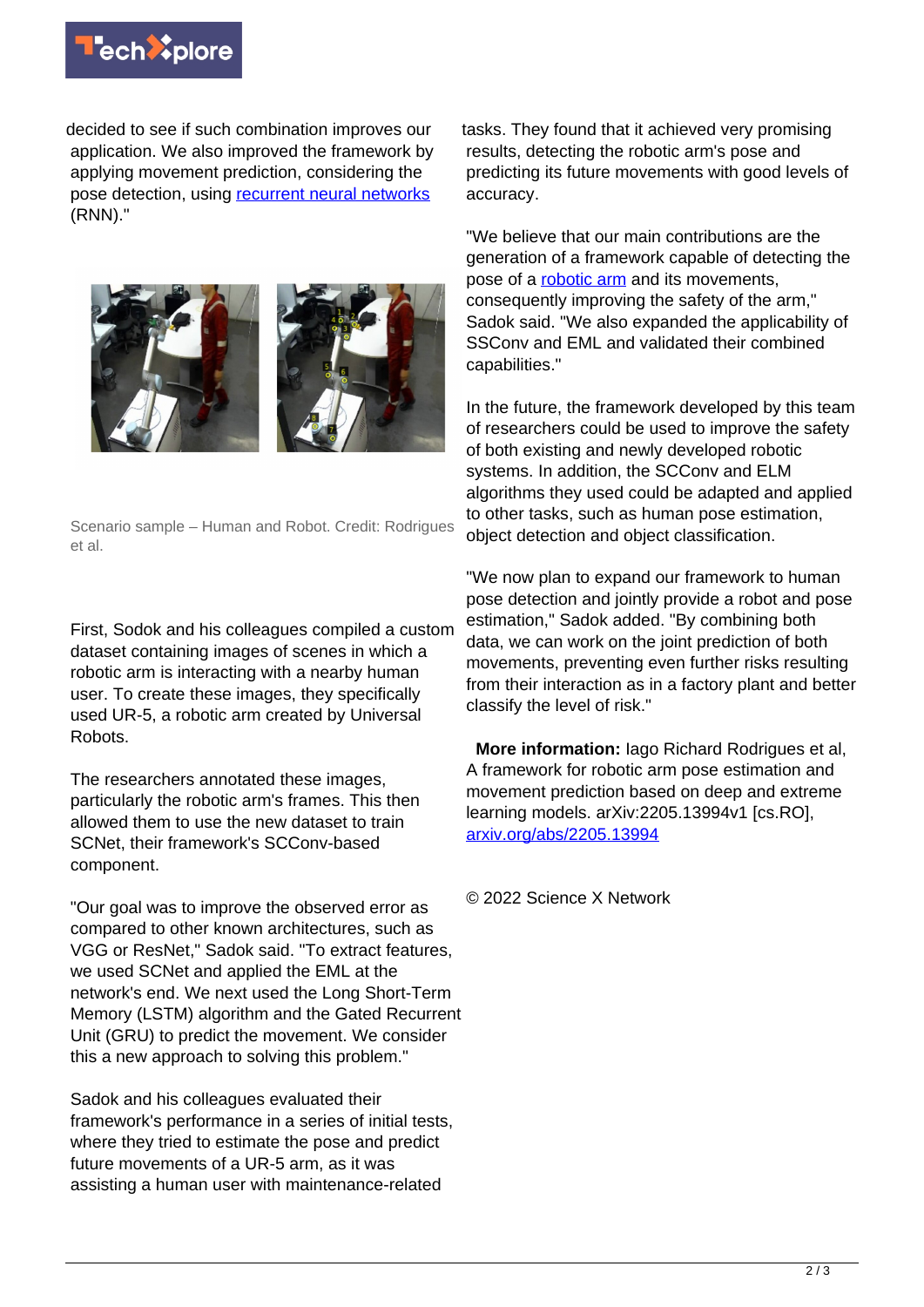decided to see if such combination improves our application. We also improved the framework by applying movement prediction, considering the pose detection, using recurrent neural networks (RNN)."

Scenario sample – Human and Robot. Credit: Rodrigues et al.

First, Sadok and his colleagues compiled a custom dataset containing images of scenes in which a robotic arm is interacting with a nearby human user. To create these images, they specifically used UR-5, a robotic arm created by Universal Robots.

The researchers annotated these images, particularly the robotic arm's frames. This then allowed them to use the new dataset to train SCNet, their framework's SCConv-based component.

"Our goal was to improve the observed error as compared to other known architectures, such as VGG or ResNet," Sadok said. "To extract features, we used SCNet and applied the EML at the network's end. We next used the Long Short-Term Memory (LSTM) algorithm and the Gated Recurrent Unit (GRU) to predict the movement. We consider this a new approach to solving this problem."

Sadok and his colleagues evaluated their framework's performance in a series of initial tests, where they tried to estimate the pose and predict future movements of a UR-5 arm, as it was assisting a human user with maintenance-related tasks. They found that it achieved very promising results, detecting the robotic arm's pose and predicting its future movements with good levels of accuracy.

"We believe that our main contributions are the generation of a framework capable of detecting the pose of a robotic arm and its movements, consequently improving the safety of the arm," Sadok said. "We also expanded the applicability of SSConv and EML and validated their combined capabilities."

In the future, the framework developed by this team of researchers could be used to improve the safety of both existing and newly developed robotic systems. In addition, the SCConv and ELM algorithms they used could be adapted and applied to other tasks, such as human pose estimation, object detection and object classification.

"We now plan to expand our framework to human pose detection and jointly provide a robot and pose estimation," Sadok added. "By combining both data, we can work on the joint prediction of both movements, preventing even further risks resulting from their interaction as in a factory plant and better classify the level of risk."

**More information:** Iago Richard Rodrigues et al, A framework for robotic arm pose estimation and movement prediction based on deep and extreme learning models. arXiv:2205.13994v1 [cs.RO], arxiv.org/abs/2205.13994

© 2022 Science X Network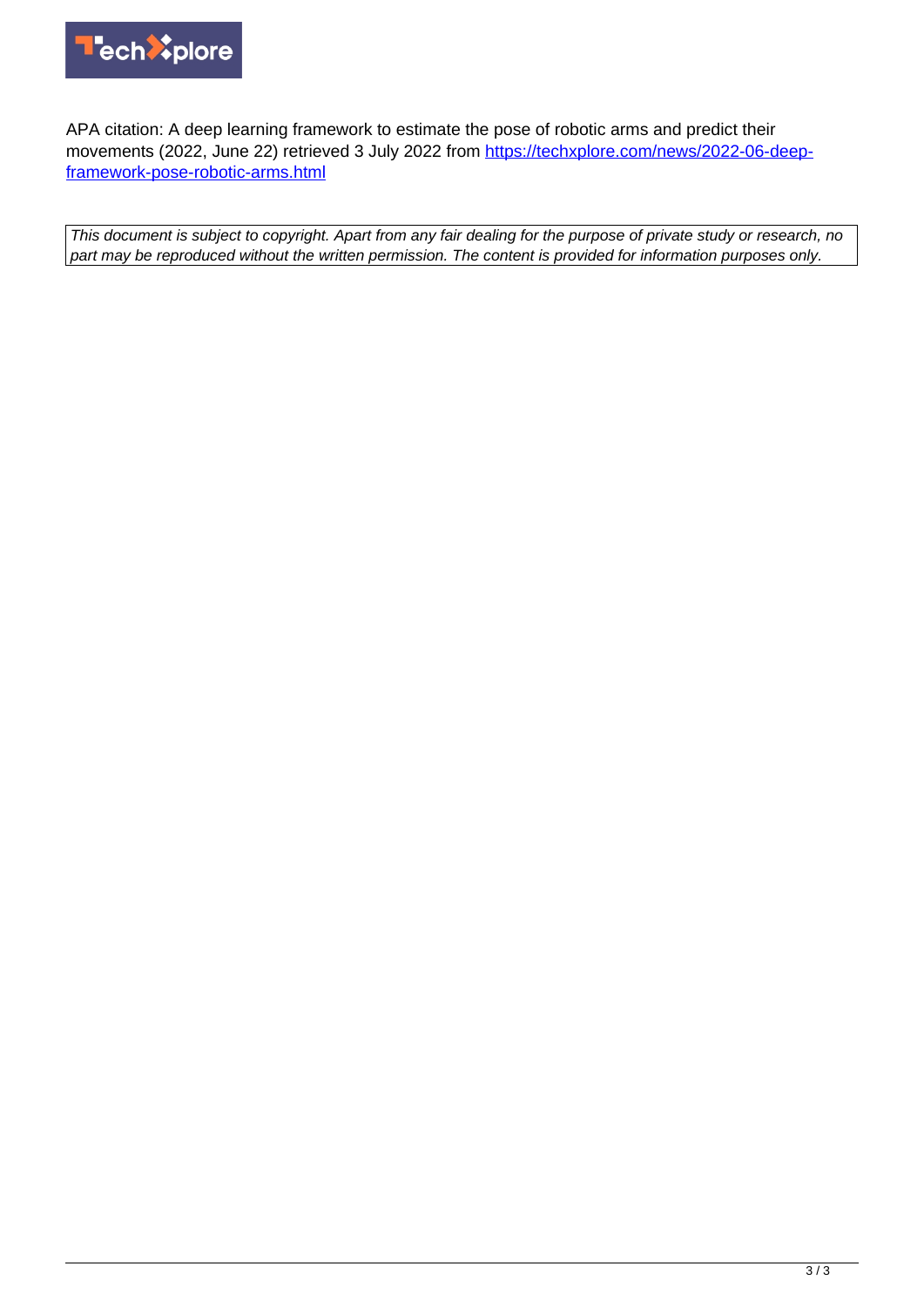APA citation: A deep learning framework to estimate the pose of robotic arms and predict their movements (2022, June 22) retrieved 3 July 2022 from [https://techxplore.com/news/2022-06-deep-framework-pose-robotic-arms.html](https://techxplore.com/news/2022-06-deep-framework-pose-robotic-arms.html)

*This document is subject to copyright. Apart from any fair dealing for the purpose of private study or research, no part may be reproduced without the written permission. The content is provided for information purposes only.*